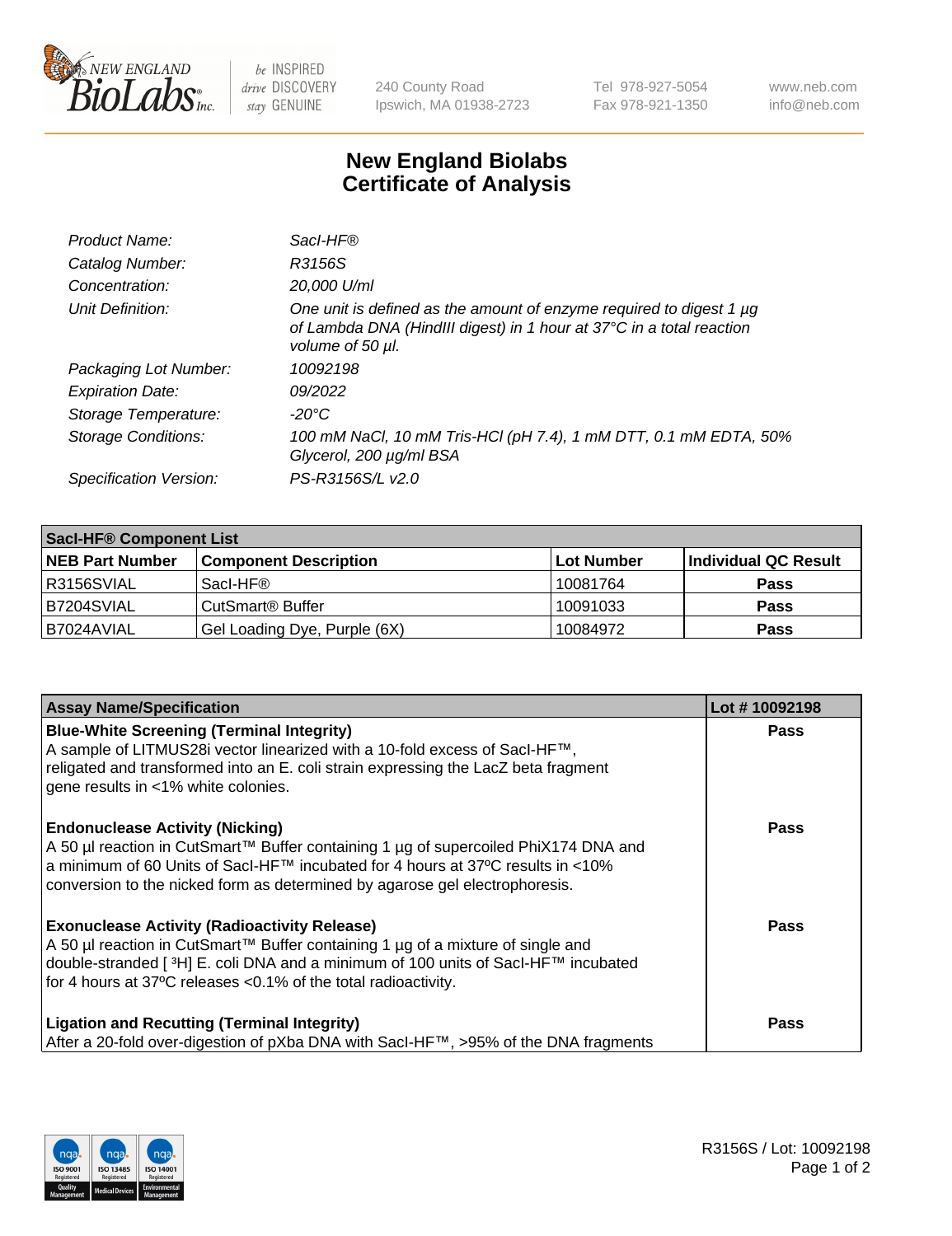# New England Biolabs Certificate of Analysis

| | |
|---|---|
| *Product Name:* | *SacI-HF®* |
| *Catalog Number:* | *R3156S* |
| *Concentration:* | *20,000 U/ml* |
| *Unit Definition:* | *One unit is defined as the amount of enzyme required to digest 1 µg of Lambda DNA (HindIII digest) in 1 hour at 37°C in a total reaction volume of 50 µl.* |
| *Packaging Lot Number:* | *10092198* |
| *Expiration Date:* | *09/2022* |
| *Storage Temperature:* | *-20°C* |
| *Storage Conditions:* | *100 mM NaCl, 10 mM Tris-HCl (pH 7.4), 1 mM DTT, 0.1 mM EDTA, 50% Glycerol, 200 µg/ml BSA* |
| *Specification Version:* | *PS-R3156S/L v2.0* |

| SacI-HF® Component List | | | |
|---|---|---|---|
| **NEB Part Number** | **Component Description** | **Lot Number** | **Individual QC Result** |
| R3156SVIAL | SacI-HF® | 10081764 | Pass |
| B7204SVIAL | CutSmart® Buffer | 10091033 | Pass |
| B7024AVIAL | Gel Loading Dye, Purple (6X) | 10084972 | Pass |

| Assay Name/Specification | Lot # 10092198 |
|---|---|
| **Blue-White Screening (Terminal Integrity)** A sample of LITMUS28i vector linearized with a 10-fold excess of SacI-HF™, religated and transformed into an E. coli strain expressing the LacZ beta fragment gene results in <1% white colonies. | Pass |
| **Endonuclease Activity (Nicking)** A 50 µl reaction in CutSmart™ Buffer containing 1 µg of supercoiled PhiX174 DNA and a minimum of 60 Units of SacI-HF™ incubated for 4 hours at 37ºC results in <10% conversion to the nicked form as determined by agarose gel electrophoresis. | Pass |
| **Exonuclease Activity (Radioactivity Release)** A 50 µl reaction in CutSmart™ Buffer containing 1 µg of a mixture of single and double-stranded [ $^3$H] E. coli DNA and a minimum of 100 units of SacI-HF™ incubated for 4 hours at 37ºC releases <0.1% of the total radioactivity. | Pass |
| **Ligation and Recutting (Terminal Integrity)** After a 20-fold over-digestion of pXba DNA with SacI-HF™, >95% of the DNA fragments | Pass |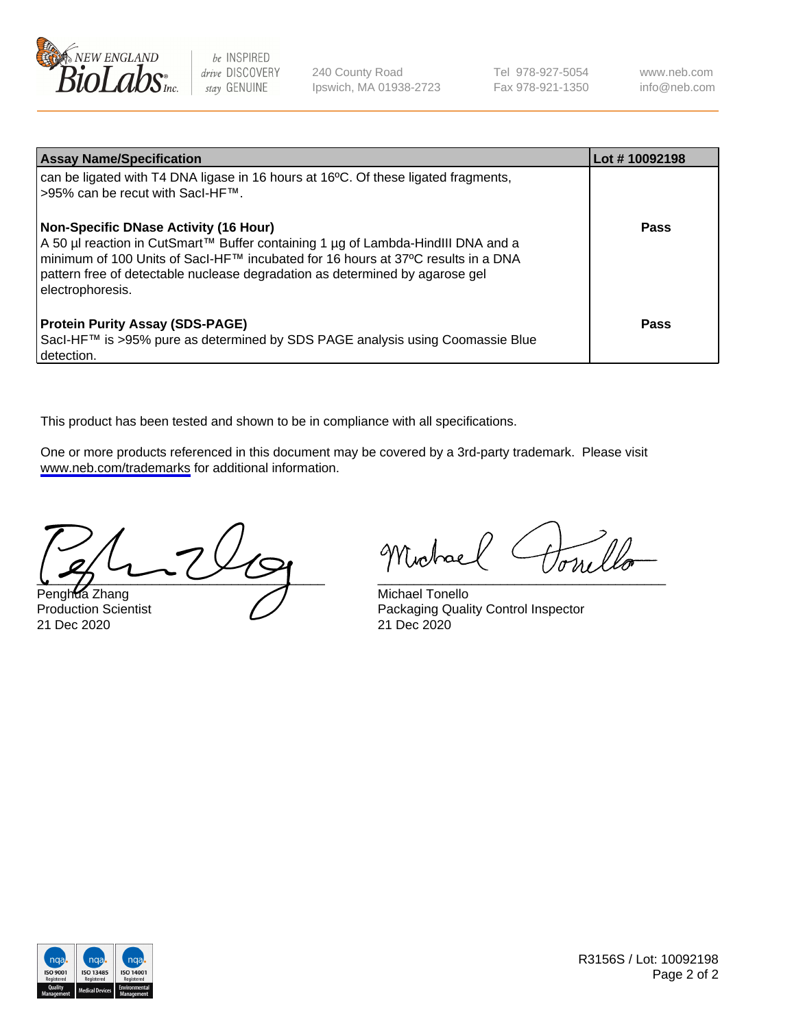| Assay Name/Specification | Lot # 10092198 |
|---|---|
| can be ligated with T4 DNA ligase in 16 hours at 16ºC. Of these ligated fragments, >95% can be recut with SacI-HF™. | |
| **Non-Specific DNase Activity (16 Hour)** A 50 µl reaction in CutSmart™ Buffer containing 1 µg of Lambda-HindIII DNA and a minimum of 100 Units of SacI-HF™ incubated for 16 hours at 37ºC results in a DNA pattern free of detectable nuclease degradation as determined by agarose gel electrophoresis. | **Pass** |
| **Protein Purity Assay (SDS-PAGE)** SacI-HF™ is >95% pure as determined by SDS PAGE analysis using Coomassie Blue detection. | **Pass** |

This product has been tested and shown to be in compliance with all specifications.

One or more products referenced in this document may be covered by a 3rd-party trademark. Please visit www.neb.com/trademarks for additional information.

Penghua Zhang
Production Scientist
21 Dec 2020

Michael Tonello
Packaging Quality Control Inspector
21 Dec 2020

R3156S / Lot: 10092198